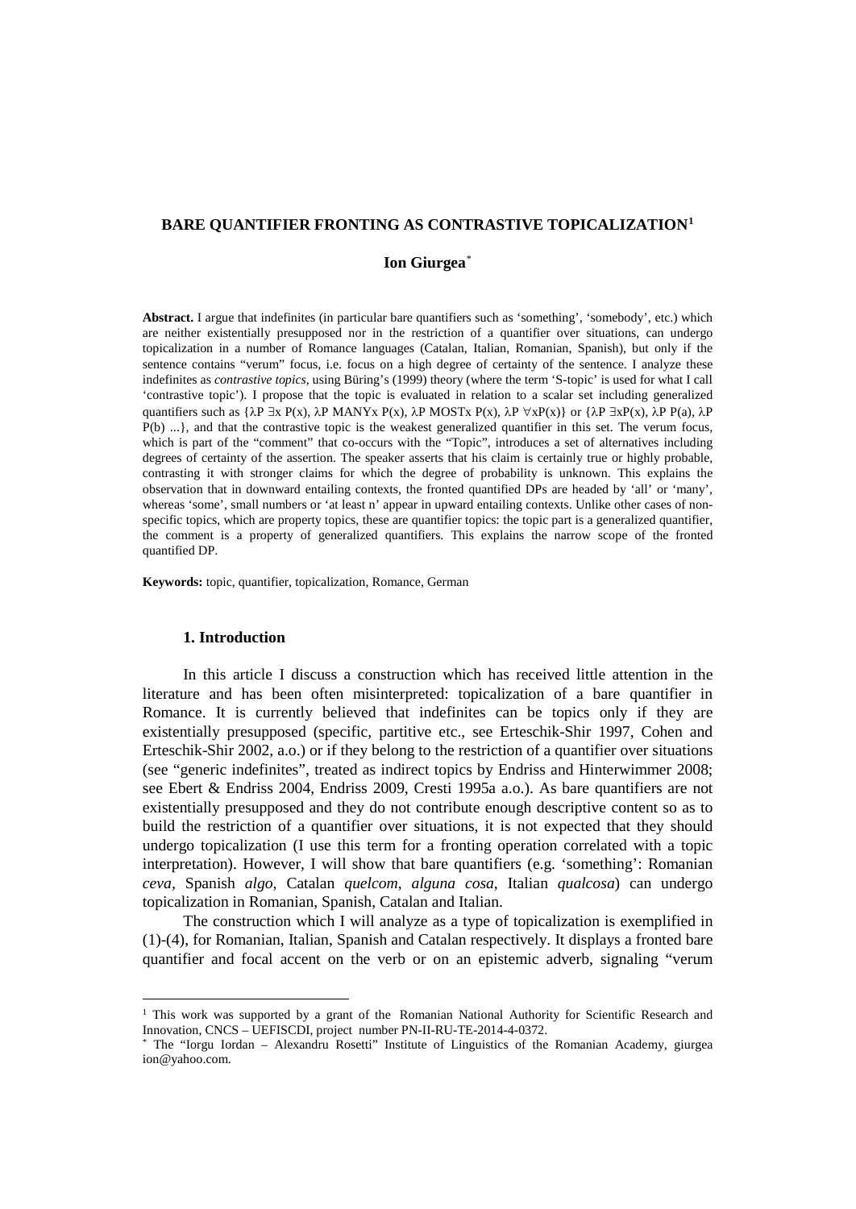## BARE QUANTIFIER FRONTING AS CONTRASTIVE TOPICALIZATION[1]

**Ion Giurgea**[*]

**Abstract.** I argue that indefinites (in particular bare quantifiers such as 'something', 'somebody', etc.) which are neither existentially presupposed nor in the restriction of a quantifier over situations, can undergo topicalization in a number of Romance languages (Catalan, Italian, Romanian, Spanish), but only if the sentence contains "verum" focus, i.e. focus on a high degree of certainty of the sentence. I analyze these indefinites as *contrastive topics*, using Büring's (1999) theory (where the term 'S-topic' is used for what I call 'contrastive topic'). I propose that the topic is evaluated in relation to a scalar set including generalized quantifiers such as {$\lambda P\ \exists x\ P(x)$, $\lambda P$ MANYx $P(x)$, $\lambda P$ MOSTx $P(x)$, $\lambda P\ \forall x P(x)$} or {$\lambda P\ \exists x P(x)$, $\lambda P\ P(a)$, $\lambda P\ P(b)$ ...}, and that the contrastive topic is the weakest generalized quantifier in this set. The verum focus, which is part of the "comment" that co-occurs with the "Topic", introduces a set of alternatives including degrees of certainty of the assertion. The speaker asserts that his claim is certainly true or highly probable, contrasting it with stronger claims for which the degree of probability is unknown. This explains the observation that in downward entailing contexts, the fronted quantified DPs are headed by 'all' or 'many', whereas 'some', small numbers or 'at least n' appear in upward entailing contexts. Unlike other cases of non-specific topics, which are property topics, these are quantifier topics: the topic part is a generalized quantifier, the comment is a property of generalized quantifiers. This explains the narrow scope of the fronted quantified DP.

**Keywords:** topic, quantifier, topicalization, Romance, German

### 1. Introduction

In this article I discuss a construction which has received little attention in the literature and has been often misinterpreted: topicalization of a bare quantifier in Romance. It is currently believed that indefinites can be topics only if they are existentially presupposed (specific, partitive etc., see Erteschik-Shir 1997, Cohen and Erteschik-Shir 2002, a.o.) or if they belong to the restriction of a quantifier over situations (see "generic indefinites", treated as indirect topics by Endriss and Hinterwimmer 2008; see Ebert & Endriss 2004, Endriss 2009, Cresti 1995a a.o.). As bare quantifiers are not existentially presupposed and they do not contribute enough descriptive content so as to build the restriction of a quantifier over situations, it is not expected that they should undergo topicalization (I use this term for a fronting operation correlated with a topic interpretation). However, I will show that bare quantifiers (e.g. 'something': Romanian *ceva*, Spanish *algo*, Catalan *quelcom*, *alguna cosa*, Italian *qualcosa*) can undergo topicalization in Romanian, Spanish, Catalan and Italian.

The construction which I will analyze as a type of topicalization is exemplified in (1)-(4), for Romanian, Italian, Spanish and Catalan respectively. It displays a fronted bare quantifier and focal accent on the verb or on an epistemic adverb, signaling "verum

[1] This work was supported by a grant of the Romanian National Authority for Scientific Research and Innovation, CNCS – UEFISCDI, project number PN-II-RU-TE-2014-4-0372.

[*] The "Iorgu Iordan – Alexandru Rosetti" Institute of Linguistics of the Romanian Academy, giurgea ion@yahoo.com.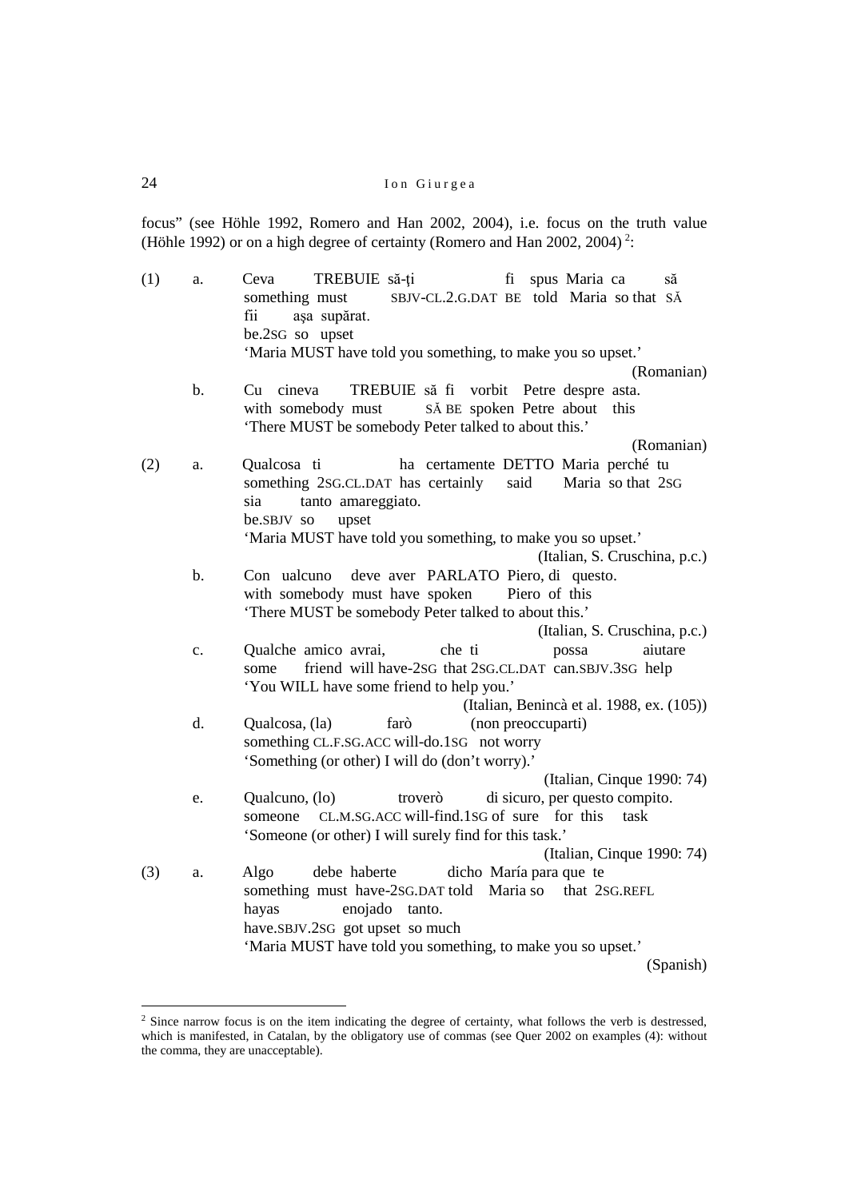focus" (see Höhle 1992, Romero and Han 2002, 2004), i.e. focus on the truth value (Höhle 1992) or on a high degree of certainty (Romero and Han 2002, 2004) [2]:

(1) a. Ceva TREBUIE să-ţi fi spus Maria ca să fii aşa supărat.
something must SBJV-CL.2.G.DAT BE told Maria so that SĂ be.2SG so upset
'Maria MUST have told you something, to make you so upset.'
(Romanian)

b. Cu cineva TREBUIE să fi vorbit Petre despre asta.
with somebody must SĂ BE spoken Petre about this
'There MUST be somebody Peter talked to about this.'
(Romanian)

(2) a. Qualcosa ti ha certamente DETTO Maria perché tu sia tanto amareggiato.
something 2SG.CL.DAT has certainly said Maria so that 2SG be.SBJV so upset
'Maria MUST have told you something, to make you so upset.'
(Italian, S. Cruschina, p.c.)

b. Con ualcuno deve aver PARLATO Piero, di questo.
with somebody must have spoken Piero of this
'There MUST be somebody Peter talked to about this.'
(Italian, S. Cruschina, p.c.)

c. Qualche amico avrai, che ti possa aiutare
some friend will have-2SG that 2SG.CL.DAT can.SBJV.3SG help
'You WILL have some friend to help you.'
(Italian, Benincà et al. 1988, ex. (105))

d. Qualcosa, (la) farò (non preoccuparti)
something CL.F.SG.ACC will-do.1SG not worry
'Something (or other) I will do (don't worry).'
(Italian, Cinque 1990: 74)

e. Qualcuno, (lo) troverò di sicuro, per questo compito.
someone CL.M.SG.ACC will-find.1SG of sure for this task
'Someone (or other) I will surely find for this task.'
(Italian, Cinque 1990: 74)

(3) a. Algo debe haberte dicho María para que te hayas enojado tanto.
something must have-2SG.DAT told Maria so that 2SG.REFL have.SBJV.2SG got upset so much
'Maria MUST have told you something, to make you so upset.'
(Spanish)

---

[2] Since narrow focus is on the item indicating the degree of certainty, what follows the verb is destressed, which is manifested, in Catalan, by the obligatory use of commas (see Quer 2002 on examples (4): without the comma, they are unacceptable).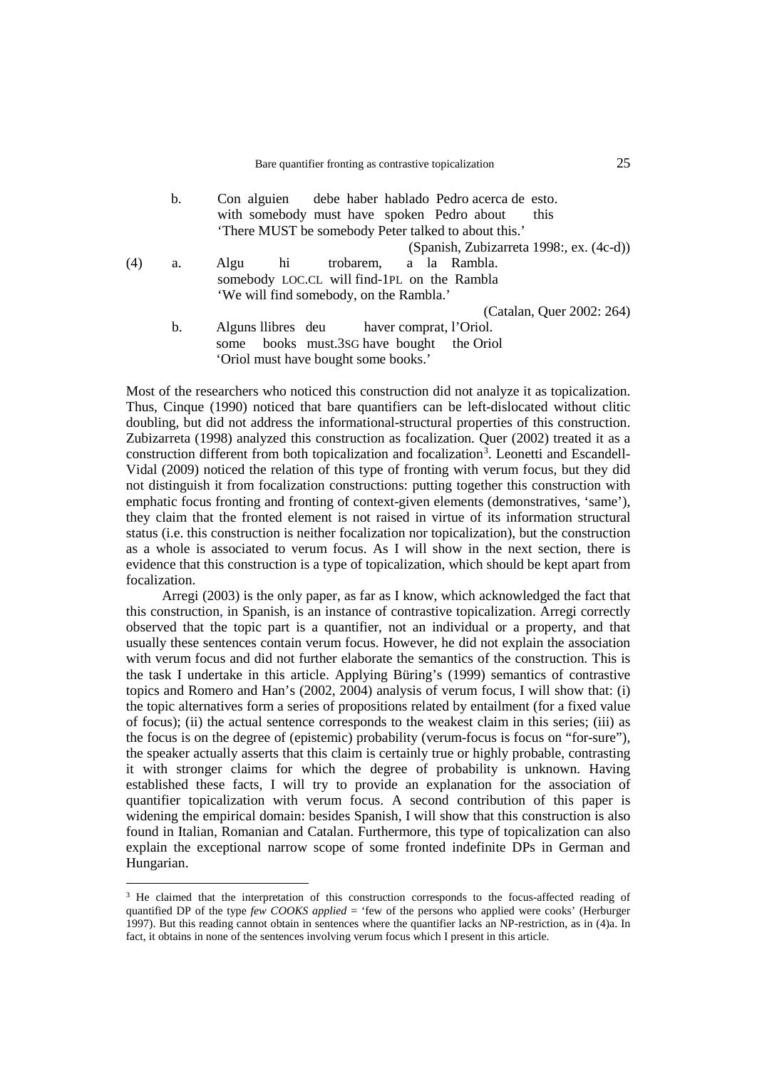b. Con alguien debe haber hablado Pedro acerca de esto.
   with somebody must have spoken Pedro about this
   'There MUST be somebody Peter talked to about this.'
   (Spanish, Zubizarreta 1998:, ex. (4c-d))

(4) a. Algu hi trobarem, a la Rambla.
   somebody LOC.CL will find-1PL on the Rambla
   'We will find somebody, on the Rambla.'
   (Catalan, Quer 2002: 264)

b. Alguns llibres deu haver comprat, l'Oriol.
   some books must.3SG have bought the Oriol
   'Oriol must have bought some books.'

Most of the researchers who noticed this construction did not analyze it as topicalization. Thus, Cinque (1990) noticed that bare quantifiers can be left-dislocated without clitic doubling, but did not address the informational-structural properties of this construction. Zubizarreta (1998) analyzed this construction as focalization. Quer (2002) treated it as a construction different from both topicalization and focalization[3]. Leonetti and Escandell-Vidal (2009) noticed the relation of this type of fronting with verum focus, but they did not distinguish it from focalization constructions: putting together this construction with emphatic focus fronting and fronting of context-given elements (demonstratives, 'same'), they claim that the fronted element is not raised in virtue of its information structural status (i.e. this construction is neither focalization nor topicalization), but the construction as a whole is associated to verum focus. As I will show in the next section, there is evidence that this construction is a type of topicalization, which should be kept apart from focalization.

Arregi (2003) is the only paper, as far as I know, which acknowledged the fact that this construction, in Spanish, is an instance of contrastive topicalization. Arregi correctly observed that the topic part is a quantifier, not an individual or a property, and that usually these sentences contain verum focus. However, he did not explain the association with verum focus and did not further elaborate the semantics of the construction. This is the task I undertake in this article. Applying Büring's (1999) semantics of contrastive topics and Romero and Han's (2002, 2004) analysis of verum focus, I will show that: (i) the topic alternatives form a series of propositions related by entailment (for a fixed value of focus); (ii) the actual sentence corresponds to the weakest claim in this series; (iii) as the focus is on the degree of (epistemic) probability (verum-focus is focus on "for-sure"), the speaker actually asserts that this claim is certainly true or highly probable, contrasting it with stronger claims for which the degree of probability is unknown. Having established these facts, I will try to provide an explanation for the association of quantifier topicalization with verum focus. A second contribution of this paper is widening the empirical domain: besides Spanish, I will show that this construction is also found in Italian, Romanian and Catalan. Furthermore, this type of topicalization can also explain the exceptional narrow scope of some fronted indefinite DPs in German and Hungarian.

[3] He claimed that the interpretation of this construction corresponds to the focus-affected reading of quantified DP of the type *few COOKS applied* = 'few of the persons who applied were cooks' (Herburger 1997). But this reading cannot obtain in sentences where the quantifier lacks an NP-restriction, as in (4)a. In fact, it obtains in none of the sentences involving verum focus which I present in this article.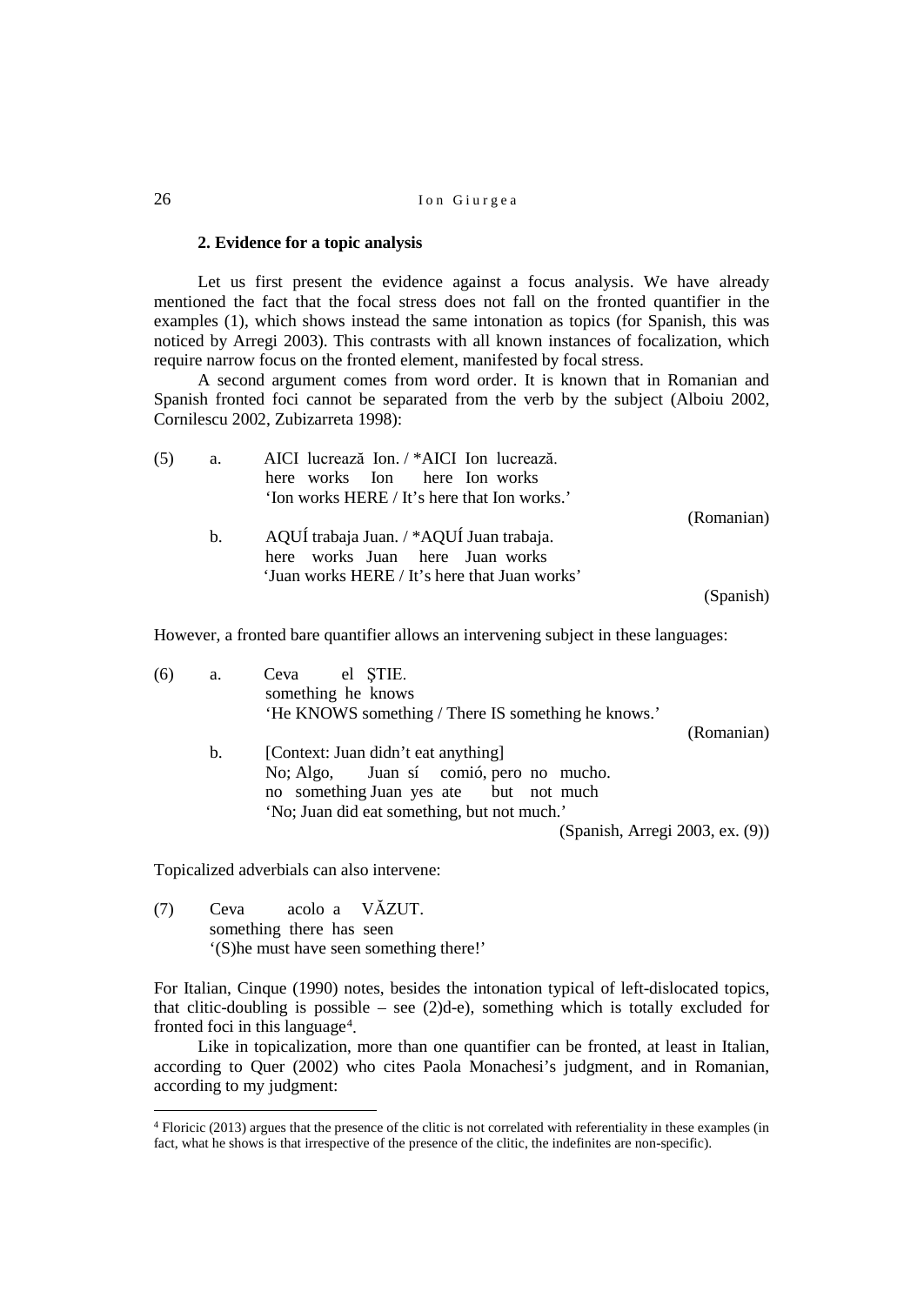### 2. Evidence for a topic analysis

Let us first present the evidence against a focus analysis. We have already mentioned the fact that the focal stress does not fall on the fronted quantifier in the examples (1), which shows instead the same intonation as topics (for Spanish, this was noticed by Arregi 2003). This contrasts with all known instances of focalization, which require narrow focus on the fronted element, manifested by focal stress.

A second argument comes from word order. It is known that in Romanian and Spanish fronted foci cannot be separated from the verb by the subject (Alboiu 2002, Cornilescu 2002, Zubizarreta 1998):

(5) a. AICI lucrează Ion. / *AICI Ion lucrează.
here works Ion here Ion works
'Ion works HERE / It's here that Ion works.'
(Romanian)

b. AQUÍ trabaja Juan. / *AQUÍ Juan trabaja.
here works Juan here Juan works
'Juan works HERE / It's here that Juan works'
(Spanish)

However, a fronted bare quantifier allows an intervening subject in these languages:

(6) a. Ceva el ȘTIE.
something he knows
'He KNOWS something / There IS something he knows.'
(Romanian)

b. [Context: Juan didn't eat anything]
No; Algo, Juan sí comió, pero no mucho.
no something Juan yes ate but not much
'No; Juan did eat something, but not much.'
(Spanish, Arregi 2003, ex. (9))

Topicalized adverbials can also intervene:

(7) Ceva acolo a VĂZUT.
something there has seen
'(S)he must have seen something there!'

For Italian, Cinque (1990) notes, besides the intonation typical of left-dislocated topics, that clitic-doubling is possible – see (2)d-e), something which is totally excluded for fronted foci in this language[4].

Like in topicalization, more than one quantifier can be fronted, at least in Italian, according to Quer (2002) who cites Paola Monachesi's judgment, and in Romanian, according to my judgment:

[4] Floricic (2013) argues that the presence of the clitic is not correlated with referentiality in these examples (in fact, what he shows is that irrespective of the presence of the clitic, the indefinites are non-specific).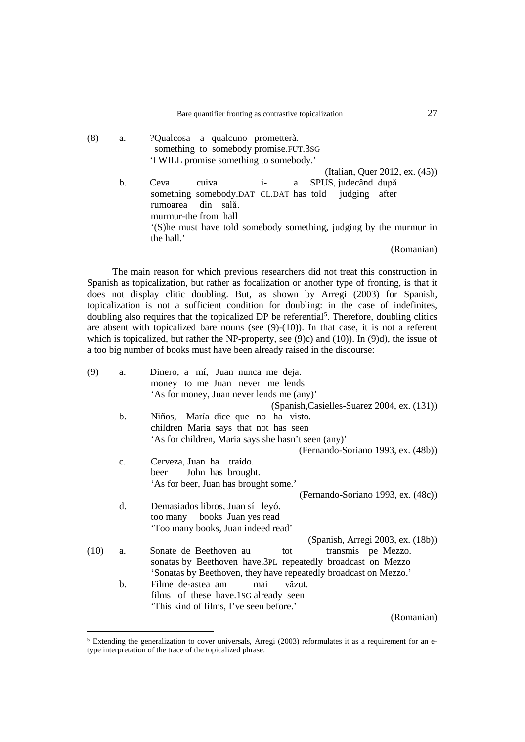(8) a. ?Qualcosa a qualcuno prometterà.
something to somebody promise.FUT.3SG
'I WILL promise something to somebody.'

(Italian, Quer 2012, ex. (45))

b. Ceva cuiva i- a SPUS, judecând după rumoarea din sală.
something somebody.DAT CL.DAT has told judging after murmur-the from hall
'(S)he must have told somebody something, judging by the murmur in the hall.'

(Romanian)

The main reason for which previous researchers did not treat this construction in Spanish as topicalization, but rather as focalization or another type of fronting, is that it does not display clitic doubling. But, as shown by Arregi (2003) for Spanish, topicalization is not a sufficient condition for doubling: in the case of indefinites, doubling also requires that the topicalized DP be referential[5]. Therefore, doubling clitics are absent with topicalized bare nouns (see (9)-(10)). In that case, it is not a referent which is topicalized, but rather the NP-property, see (9)c) and (10)). In (9)d), the issue of a too big number of books must have been already raised in the discourse:

(9) a. Dinero, a mí, Juan nunca me deja.
money to me Juan never me lends
'As for money, Juan never lends me (any)'

(Spanish, Casielles-Suarez 2004, ex. (131))

b. Niños, María dice que no ha visto.
children Maria says that not has seen
'As for children, Maria says she hasn't seen (any)'

(Fernando-Soriano 1993, ex. (48b))

c. Cerveza, Juan ha traído.
beer John has brought.
'As for beer, Juan has brought some.'

(Fernando-Soriano 1993, ex. (48c))

d. Demasiados libros, Juan sí leyó.
too many books Juan yes read
'Too many books, Juan indeed read'

(Spanish, Arregi 2003, ex. (18b))

(10) a. Sonate de Beethoven au tot transmis pe Mezzo.
sonatas by Beethoven have.3PL repeatedly broadcast on Mezzo
'Sonatas by Beethoven, they have repeatedly broadcast on Mezzo.'

b. Filme de-astea am mai văzut.
films of these have.1SG already seen
'This kind of films, I've seen before.'

(Romanian)

[5] Extending the generalization to cover universals, Arregi (2003) reformulates it as a requirement for an e-type interpretation of the trace of the topicalized phrase.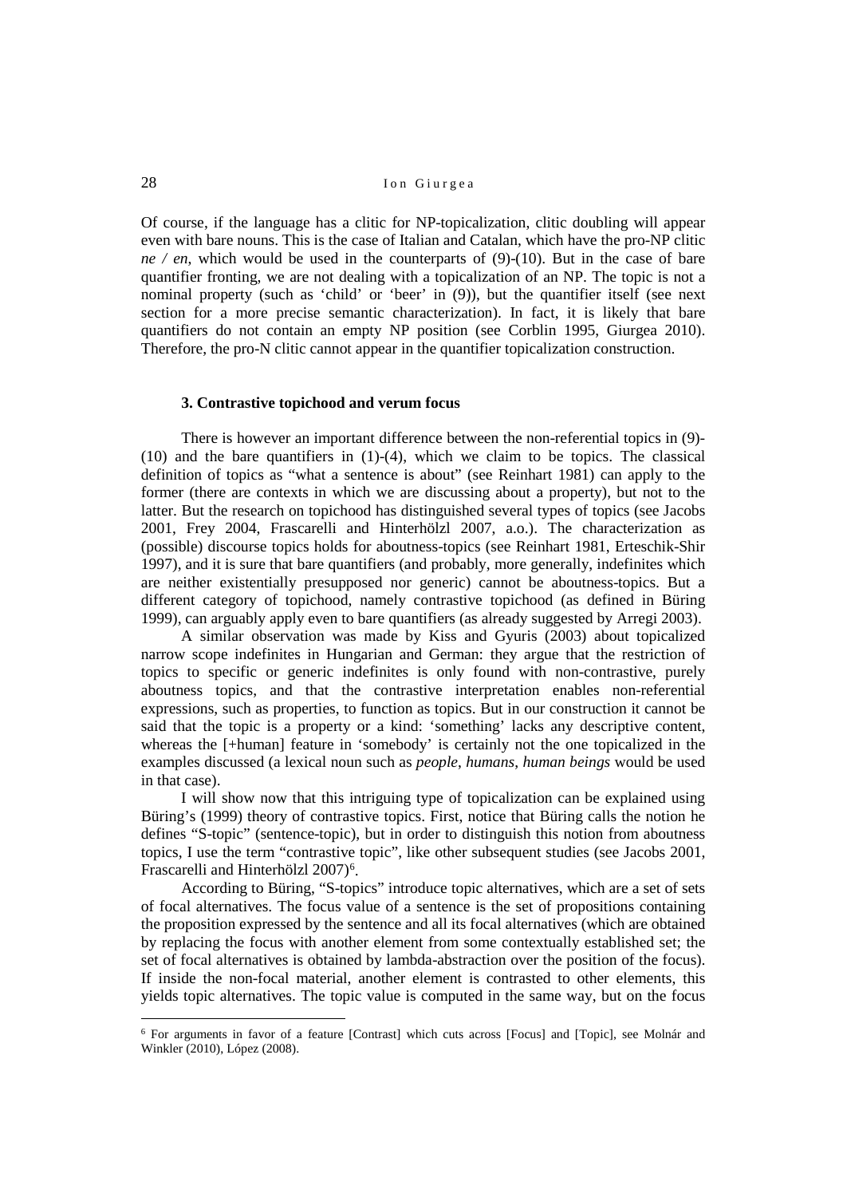Of course, if the language has a clitic for NP-topicalization, clitic doubling will appear even with bare nouns. This is the case of Italian and Catalan, which have the pro-NP clitic *ne / en*, which would be used in the counterparts of (9)-(10). But in the case of bare quantifier fronting, we are not dealing with a topicalization of an NP. The topic is not a nominal property (such as 'child' or 'beer' in (9)), but the quantifier itself (see next section for a more precise semantic characterization). In fact, it is likely that bare quantifiers do not contain an empty NP position (see Corblin 1995, Giurgea 2010). Therefore, the pro-N clitic cannot appear in the quantifier topicalization construction.

### 3. Contrastive topichood and verum focus

There is however an important difference between the non-referential topics in (9)-(10) and the bare quantifiers in (1)-(4), which we claim to be topics. The classical definition of topics as "what a sentence is about" (see Reinhart 1981) can apply to the former (there are contexts in which we are discussing about a property), but not to the latter. But the research on topichood has distinguished several types of topics (see Jacobs 2001, Frey 2004, Frascarelli and Hinterhölzl 2007, a.o.). The characterization as (possible) discourse topics holds for aboutness-topics (see Reinhart 1981, Erteschik-Shir 1997), and it is sure that bare quantifiers (and probably, more generally, indefinites which are neither existentially presupposed nor generic) cannot be aboutness-topics. But a different category of topichood, namely contrastive topichood (as defined in Büring 1999), can arguably apply even to bare quantifiers (as already suggested by Arregi 2003).

A similar observation was made by Kiss and Gyuris (2003) about topicalized narrow scope indefinites in Hungarian and German: they argue that the restriction of topics to specific or generic indefinites is only found with non-contrastive, purely aboutness topics, and that the contrastive interpretation enables non-referential expressions, such as properties, to function as topics. But in our construction it cannot be said that the topic is a property or a kind: 'something' lacks any descriptive content, whereas the [+human] feature in 'somebody' is certainly not the one topicalized in the examples discussed (a lexical noun such as *people*, *humans*, *human beings* would be used in that case).

I will show now that this intriguing type of topicalization can be explained using Büring's (1999) theory of contrastive topics. First, notice that Büring calls the notion he defines "S-topic" (sentence-topic), but in order to distinguish this notion from aboutness topics, I use the term "contrastive topic", like other subsequent studies (see Jacobs 2001, Frascarelli and Hinterhölzl 2007)[6].

According to Büring, "S-topics" introduce topic alternatives, which are a set of sets of focal alternatives. The focus value of a sentence is the set of propositions containing the proposition expressed by the sentence and all its focal alternatives (which are obtained by replacing the focus with another element from some contextually established set; the set of focal alternatives is obtained by lambda-abstraction over the position of the focus). If inside the non-focal material, another element is contrasted to other elements, this yields topic alternatives. The topic value is computed in the same way, but on the focus

[6] For arguments in favor of a feature [Contrast] which cuts across [Focus] and [Topic], see Molnár and Winkler (2010), López (2008).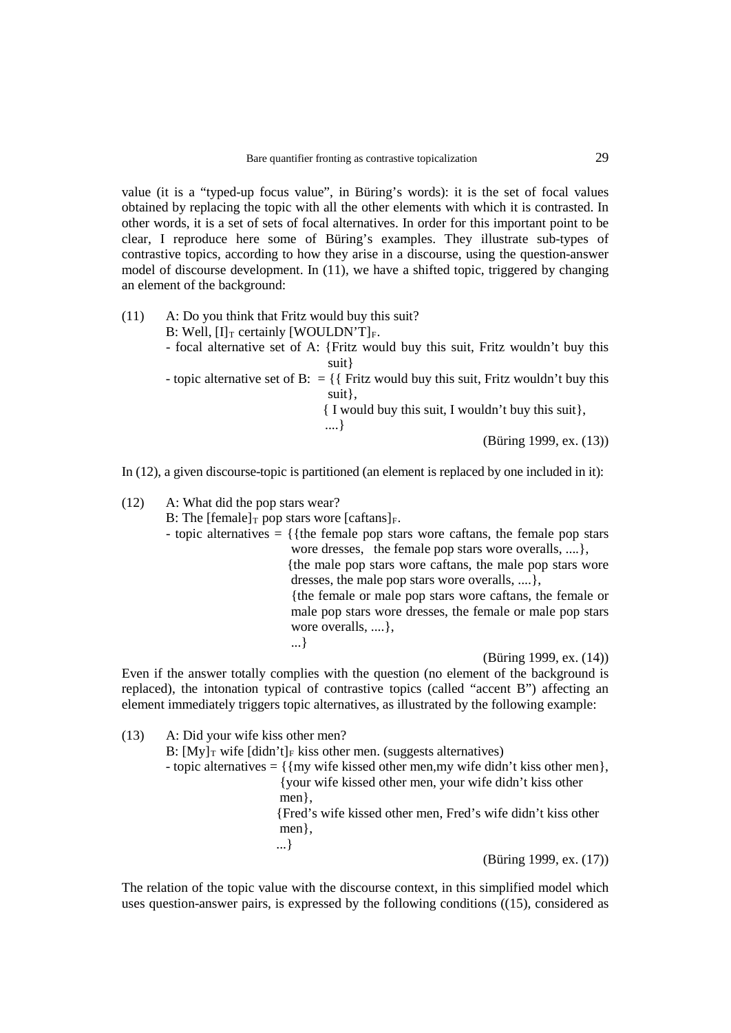value (it is a "typed-up focus value", in Büring's words): it is the set of focal values obtained by replacing the topic with all the other elements with which it is contrasted. In other words, it is a set of sets of focal alternatives. In order for this important point to be clear, I reproduce here some of Büring's examples. They illustrate sub-types of contrastive topics, according to how they arise in a discourse, using the question-answer model of discourse development. In (11), we have a shifted topic, triggered by changing an element of the background:

(11) A: Do you think that Fritz would buy this suit?
B: Well, $[\text{I}]_T$ certainly $[\text{WOULDN'T}]_F$.
- focal alternative set of A: {Fritz would buy this suit, Fritz wouldn't buy this suit}
- topic alternative set of B: = {{ Fritz would buy this suit, Fritz wouldn't buy this suit},
{ I would buy this suit, I wouldn't buy this suit},
....}

(Büring 1999, ex. (13))

In (12), a given discourse-topic is partitioned (an element is replaced by one included in it):

(12) A: What did the pop stars wear?
B: The $[\text{female}]_T$ pop stars wore $[\text{caftans}]_F$.
- topic alternatives = {{the female pop stars wore caftans, the female pop stars wore dresses, the female pop stars wore overalls, ....},
{the male pop stars wore caftans, the male pop stars wore dresses, the male pop stars wore overalls, ....},
{the female or male pop stars wore caftans, the female or male pop stars wore dresses, the female or male pop stars wore overalls, ....},
...}

(Büring 1999, ex. (14))

Even if the answer totally complies with the question (no element of the background is replaced), the intonation typical of contrastive topics (called "accent B") affecting an element immediately triggers topic alternatives, as illustrated by the following example:

(13) A: Did your wife kiss other men?
B: $[\text{My}]_T$ wife $[\text{didn't}]_F$ kiss other men. (suggests alternatives)
- topic alternatives = {{my wife kissed other men,my wife didn't kiss other men},
{your wife kissed other men, your wife didn't kiss other men},
{Fred's wife kissed other men, Fred's wife didn't kiss other men},
...}

(Büring 1999, ex. (17))

The relation of the topic value with the discourse context, in this simplified model which uses question-answer pairs, is expressed by the following conditions ((15), considered as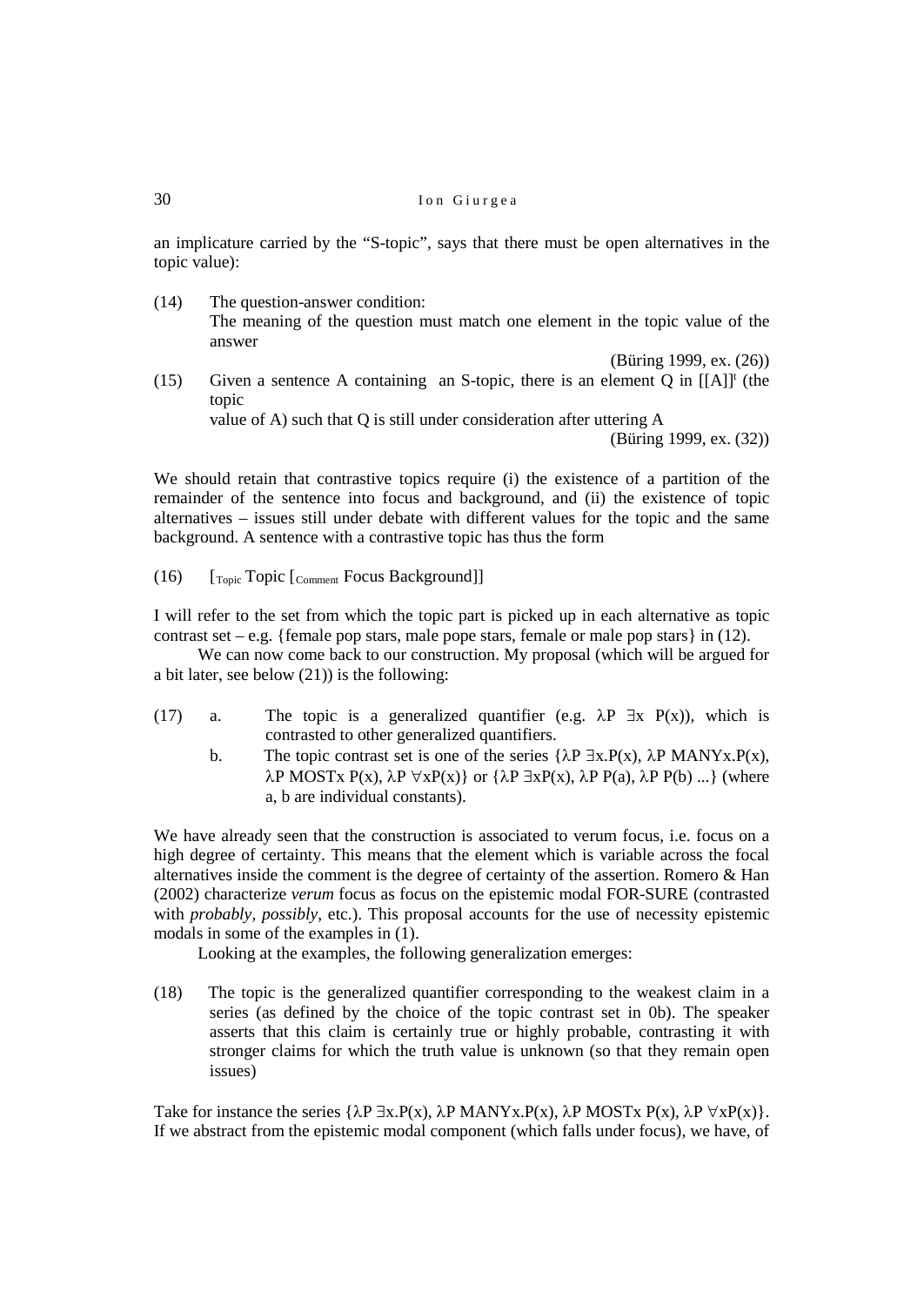an implicature carried by the "S-topic", says that there must be open alternatives in the topic value):

(14) The question-answer condition:
The meaning of the question must match one element in the topic value of the answer

(Büring 1999, ex. (26))

(15) Given a sentence A containing an S-topic, there is an element Q in $[[A]]^t$ (the topic
value of A) such that Q is still under consideration after uttering A

(Büring 1999, ex. (32))

We should retain that contrastive topics require (i) the existence of a partition of the remainder of the sentence into focus and background, and (ii) the existence of topic alternatives – issues still under debate with different values for the topic and the same background. A sentence with a contrastive topic has thus the form

(16) $[_{Topic}$ Topic $[_{Comment}$ Focus Background]]

I will refer to the set from which the topic part is picked up in each alternative as topic contrast set – e.g. {female pop stars, male pope stars, female or male pop stars} in (12).

We can now come back to our construction. My proposal (which will be argued for a bit later, see below (21)) is the following:

(17) a. The topic is a generalized quantifier (e.g. $\lambda P\ \exists x\ P(x)$), which is contrasted to other generalized quantifiers.

b. The topic contrast set is one of the series $\{\lambda P\ \exists x.P(x), \lambda P\ \text{MANY}x.P(x), \lambda P\ \text{MOST}x\ P(x), \lambda P\ \forall x P(x)\}$ or $\{\lambda P\ \exists x P(x), \lambda P\ P(a), \lambda P\ P(b)\ ...\}$ (where a, b are individual constants).

We have already seen that the construction is associated to verum focus, i.e. focus on a high degree of certainty. This means that the element which is variable across the focal alternatives inside the comment is the degree of certainty of the assertion. Romero & Han (2002) characterize *verum* focus as focus on the epistemic modal FOR-SURE (contrasted with *probably*, *possibly*, etc.). This proposal accounts for the use of necessity epistemic modals in some of the examples in (1).

Looking at the examples, the following generalization emerges:

(18) The topic is the generalized quantifier corresponding to the weakest claim in a series (as defined by the choice of the topic contrast set in 0b). The speaker asserts that this claim is certainly true or highly probable, contrasting it with stronger claims for which the truth value is unknown (so that they remain open issues)

Take for instance the series $\{\lambda P\ \exists x.P(x), \lambda P\ \text{MANY}x.P(x), \lambda P\ \text{MOST}x\ P(x), \lambda P\ \forall x P(x)\}$. If we abstract from the epistemic modal component (which falls under focus), we have, of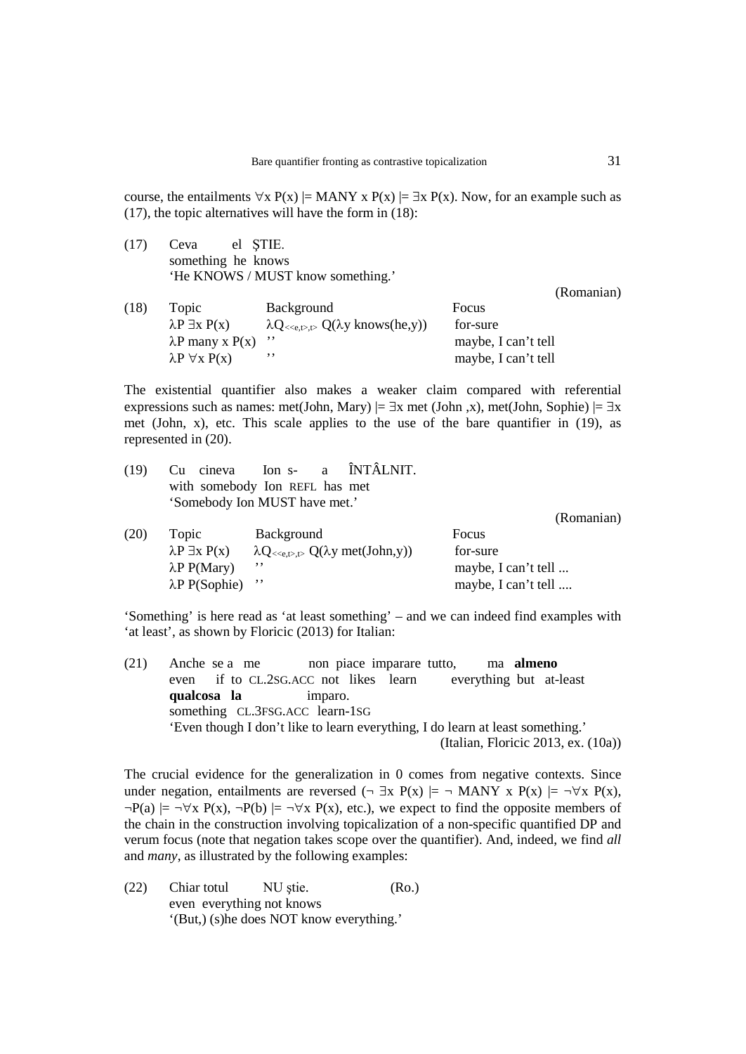course, the entailments $\forall x\ P(x) \models$ MANY x $P(x) \models \exists x\ P(x)$. Now, for an example such as (17), the topic alternatives will have the form in (18):

(17) Ceva el ȘTIE.
something he knows
'He KNOWS / MUST know something.'
(Romanian)

(18)

| Topic | Background | Focus |
|---|---|---|
| $\lambda P\ \exists x\ P(x)$ | $\lambda Q_{<<e,t>,t>}\ Q(\lambda y\ \text{knows(he,y)})$ | for-sure |
| $\lambda P$ many x $P(x)$ | '' | maybe, I can't tell |
| $\lambda P\ \forall x\ P(x)$ | '' | maybe, I can't tell |

The existential quantifier also makes a weaker claim compared with referential expressions such as names: met(John, Mary) $\models \exists x$ met (John ,x), met(John, Sophie) $\models \exists x$ met (John, x), etc. This scale applies to the use of the bare quantifier in (19), as represented in (20).

(19) Cu cineva Ion s- a ÎNTÂLNIT.
with somebody Ion REFL has met
'Somebody Ion MUST have met.'
(Romanian)

(20)

| Topic | Background | Focus |
|---|---|---|
| $\lambda P\ \exists x\ P(x)$ | $\lambda Q_{<<e,t>,t>}\ Q(\lambda y\ \text{met(John,y)})$ | for-sure |
| $\lambda P$ P(Mary) | '' | maybe, I can't tell ... |
| $\lambda P$ P(Sophie) | '' | maybe, I can't tell .... |

'Something' is here read as 'at least something' – and we can indeed find examples with 'at least', as shown by Floricic (2013) for Italian:

(21) Anche se a me non piace imparare tutto, ma **almeno** **qualcosa la** imparo.
even if to CL.2SG.ACC not likes learn everything but at-least something CL.3FSG.ACC learn-1SG
'Even though I don't like to learn everything, I do learn at least something.'
(Italian, Floricic 2013, ex. (10a))

The crucial evidence for the generalization in 0 comes from negative contexts. Since under negation, entailments are reversed ($\neg\ \exists x\ P(x) \models \neg$ MANY x $P(x) \models \neg\forall x\ P(x)$, $\neg P(a) \models \neg\forall x\ P(x)$, $\neg P(b) \models \neg\forall x\ P(x)$, etc.), we expect to find the opposite members of the chain in the construction involving topicalization of a non-specific quantified DP and verum focus (note that negation takes scope over the quantifier). And, indeed, we find *all* and *many*, as illustrated by the following examples:

(22) Chiar totul NU știe. (Ro.)
even everything not knows
'(But,) (s)he does NOT know everything.'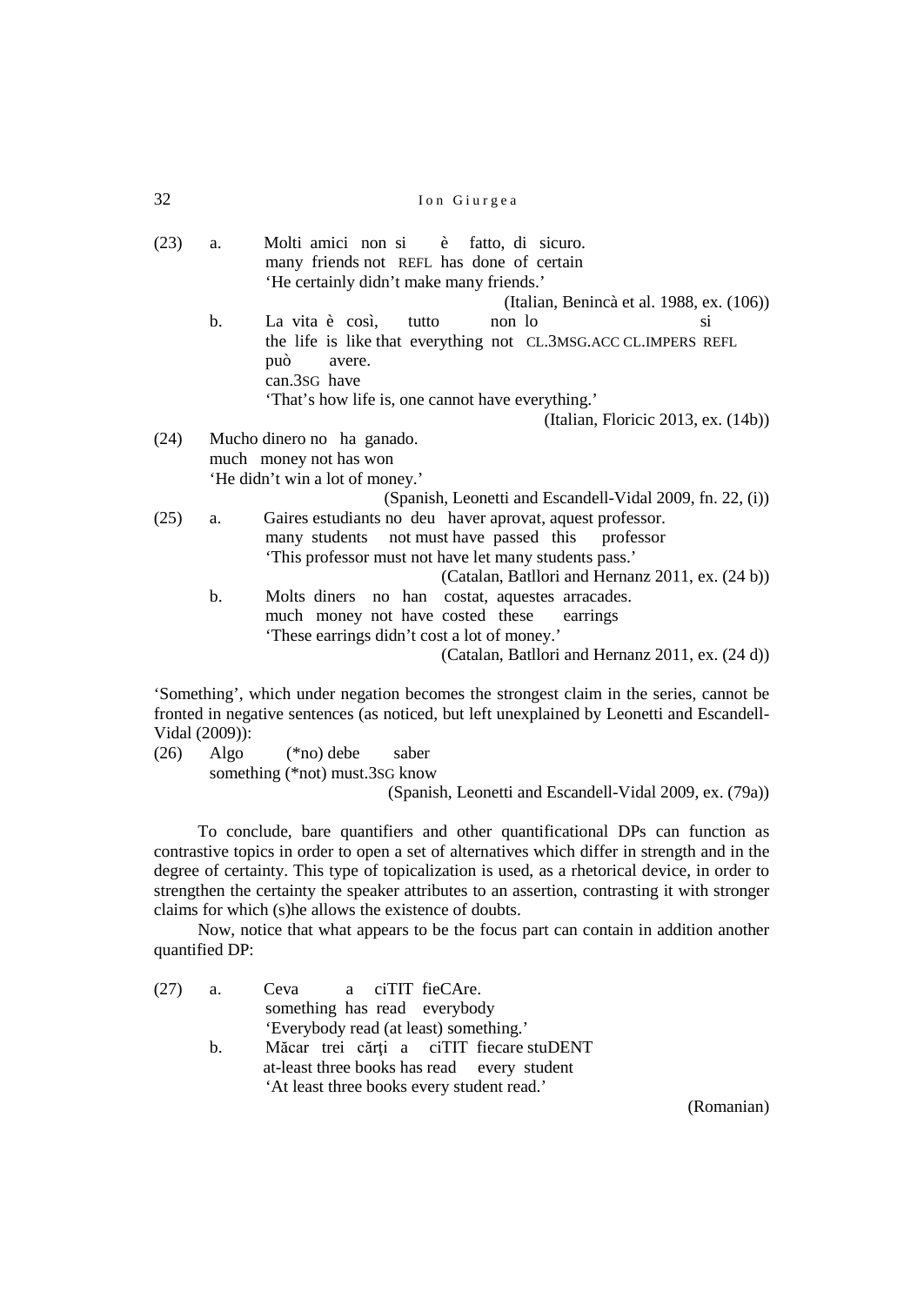(23) a. Molti amici non si è fatto, di sicuro.
many friends not REFL has done of certain
'He certainly didn't make many friends.'
(Italian, Benincà et al. 1988, ex. (106))

b. La vita è così, tutto non lo si può avere.
the life is like that everything not CL.3MSG.ACC CL.IMPERS REFL can.3SG have
'That's how life is, one cannot have everything.'
(Italian, Floricic 2013, ex. (14b))

(24) Mucho dinero no ha ganado.
much money not has won
'He didn't win a lot of money.'
(Spanish, Leonetti and Escandell-Vidal 2009, fn. 22, (i))

(25) a. Gaires estudiants no deu haver aprovat, aquest professor.
many students not must have passed this professor
'This professor must not have let many students pass.'
(Catalan, Batllori and Hernanz 2011, ex. (24 b))

b. Molts diners no han costat, aquestes arracades.
much money not have costed these earrings
'These earrings didn't cost a lot of money.'
(Catalan, Batllori and Hernanz 2011, ex. (24 d))

'Something', which under negation becomes the strongest claim in the series, cannot be fronted in negative sentences (as noticed, but left unexplained by Leonetti and Escandell-Vidal (2009)):

(26) Algo (*no) debe saber
something (*not) must.3SG know
(Spanish, Leonetti and Escandell-Vidal 2009, ex. (79a))

To conclude, bare quantifiers and other quantificational DPs can function as contrastive topics in order to open a set of alternatives which differ in strength and in the degree of certainty. This type of topicalization is used, as a rhetorical device, in order to strengthen the certainty the speaker attributes to an assertion, contrasting it with stronger claims for which (s)he allows the existence of doubts.

Now, notice that what appears to be the focus part can contain in addition another quantified DP:

(27) a. Ceva a ciTIT fieCAre.
something has read everybody
'Everybody read (at least) something.'

b. Măcar trei cărţi a ciTIT fiecare stuDENT
at-least three books has read every student
'At least three books every student read.'
(Romanian)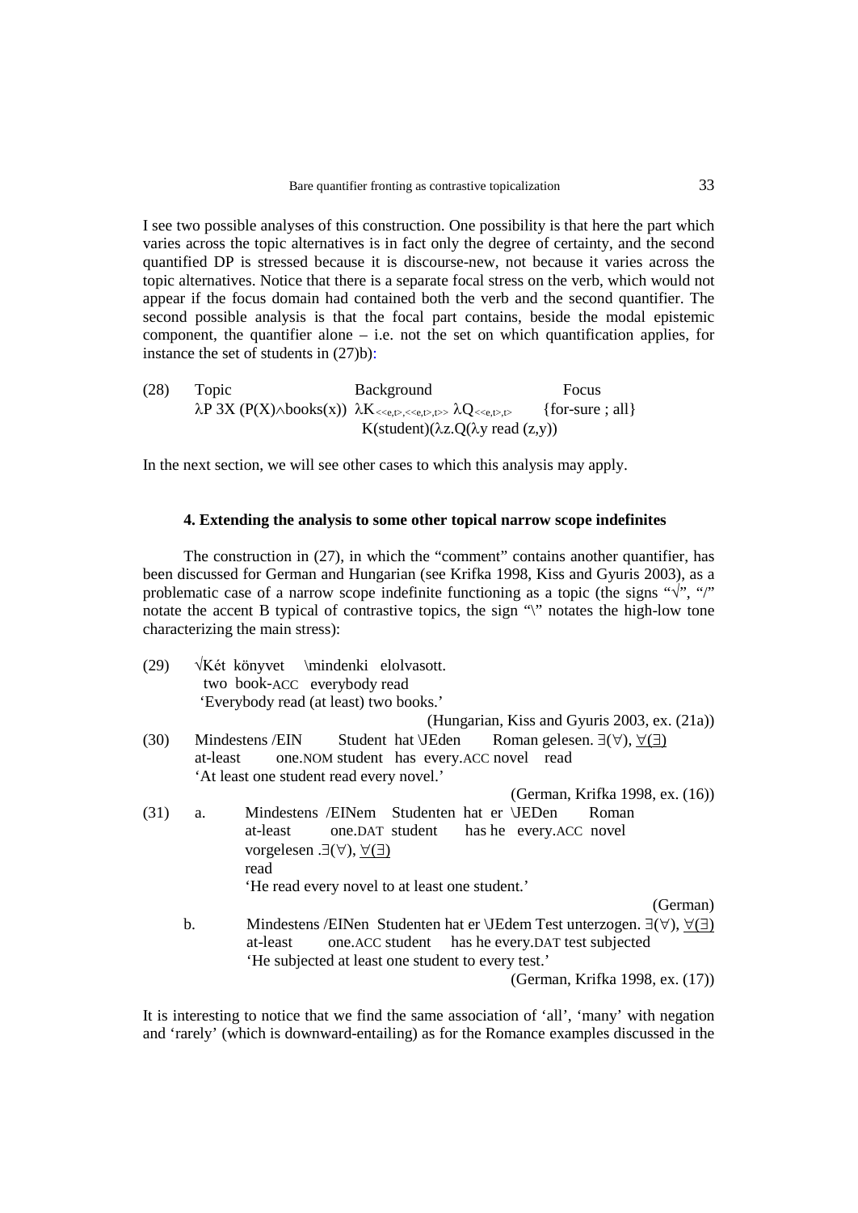I see two possible analyses of this construction. One possibility is that here the part which varies across the topic alternatives is in fact only the degree of certainty, and the second quantified DP is stressed because it is discourse-new, not because it varies across the topic alternatives. Notice that there is a separate focal stress on the verb, which would not appear if the focus domain had contained both the verb and the second quantifier. The second possible analysis is that the focal part contains, beside the modal epistemic component, the quantifier alone – i.e. not the set on which quantification applies, for instance the set of students in (27)b):

(28) Topic | Background | Focus

$\lambda P\ 3X\ (P(X) \wedge \text{books}(x))$ $\lambda K_{<<e,t>,<<e,t>,t>>}\ \lambda Q_{<<e,t>,t>}$ {for-sure ; all}
$K(\text{student})(\lambda z.Q(\lambda y \text{ read } (z,y))$

In the next section, we will see other cases to which this analysis may apply.

### 4. Extending the analysis to some other topical narrow scope indefinites

The construction in (27), in which the "comment" contains another quantifier, has been discussed for German and Hungarian (see Krifka 1998, Kiss and Gyuris 2003), as a problematic case of a narrow scope indefinite functioning as a topic (the signs "√", "/" notate the accent B typical of contrastive topics, the sign "\" notates the high-low tone characterizing the main stress):

(29) √Két könyvet \mindenki elolvasott.
two book-ACC everybody read
'Everybody read (at least) two books.'
(Hungarian, Kiss and Gyuris 2003, ex. (21a))

(30) Mindestens /EIN Student hat \JEden Roman gelesen. $\exists(\forall)$, $\underline{\forall(\exists)}$
at-least one.NOM student has every.ACC novel read
'At least one student read every novel.'
(German, Krifka 1998, ex. (16))

(31) a. Mindestens /EINem Studenten hat er \JEDen Roman vorgelesen .$\exists(\forall)$, $\underline{\forall(\exists)}$
at-least one.DAT student has he every.ACC novel read
'He read every novel to at least one student.'
(German)

b. Mindestens /EINen Studenten hat er \JEdem Test unterzogen. $\exists(\forall)$, $\underline{\forall(\exists)}$
at-least one.ACC student has he every.DAT test subjected
'He subjected at least one student to every test.'
(German, Krifka 1998, ex. (17))

It is interesting to notice that we find the same association of 'all', 'many' with negation and 'rarely' (which is downward-entailing) as for the Romance examples discussed in the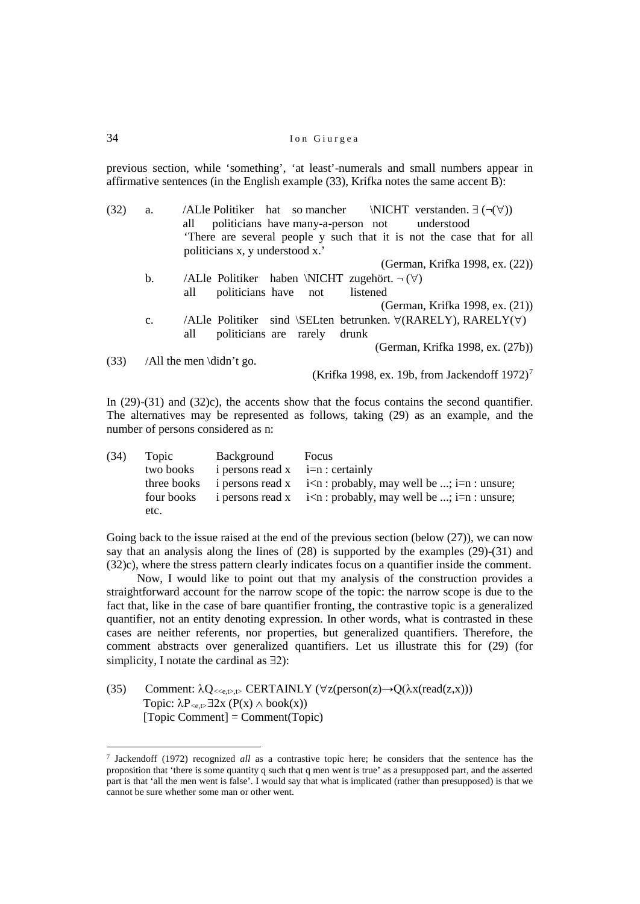previous section, while 'something', 'at least'-numerals and small numbers appear in affirmative sentences (in the English example (33), Krifka notes the same accent B):

(32) a. /ALle Politiker hat so mancher \NICHT verstanden. $\exists (\neg(\forall))$
all politicians have many-a-person not understood
'There are several people y such that it is not the case that for all politicians x, y understood x.'
(German, Krifka 1998, ex. (22))

b. /ALle Politiker haben \NICHT zugehört. $\neg (\forall)$
all politicians have not listened
(German, Krifka 1998, ex. (21))

c. /ALle Politiker sind \SELten betrunken. $\forall$(RARELY), RARELY($\forall$)
all politicians are rarely drunk
(German, Krifka 1998, ex. (27b))

(33) /All the men \didn't go.
(Krifka 1998, ex. 19b, from Jackendoff 1972)[7]

In (29)-(31) and (32)c), the accents show that the focus contains the second quantifier. The alternatives may be represented as follows, taking (29) as an example, and the number of persons considered as n:

(34)

| Topic | Background | Focus |
|---|---|---|
| two books | i persons read x | i=n : certainly |
| three books | i persons read x | i<n : probably, may well be ...; i=n : unsure; |
| four books | i persons read x | i<n : probably, may well be ...; i=n : unsure; |
| etc. | | |

Going back to the issue raised at the end of the previous section (below (27)), we can now say that an analysis along the lines of (28) is supported by the examples (29)-(31) and (32)c), where the stress pattern clearly indicates focus on a quantifier inside the comment.

Now, I would like to point out that my analysis of the construction provides a straightforward account for the narrow scope of the topic: the narrow scope is due to the fact that, like in the case of bare quantifier fronting, the contrastive topic is a generalized quantifier, not an entity denoting expression. In other words, what is contrasted in these cases are neither referents, nor properties, but generalized quantifiers. Therefore, the comment abstracts over generalized quantifiers. Let us illustrate this for (29) (for simplicity, I notate the cardinal as $\exists 2$):

(35) Comment: $\lambda Q_{<<e,t>,t>}$ CERTAINLY $(\forall z(\text{person}(z) \rightarrow Q(\lambda x(\text{read}(z,x)))$
Topic: $\lambda P_{<e,t>} \exists 2x\, (P(x) \wedge \text{book}(x))$
[Topic Comment] = Comment(Topic)

---

[7] Jackendoff (1972) recognized *all* as a contrastive topic here; he considers that the sentence has the proposition that 'there is some quantity q such that q men went is true' as a presupposed part, and the asserted part is that 'all the men went is false'. I would say that what is implicated (rather than presupposed) is that we cannot be sure whether some man or other went.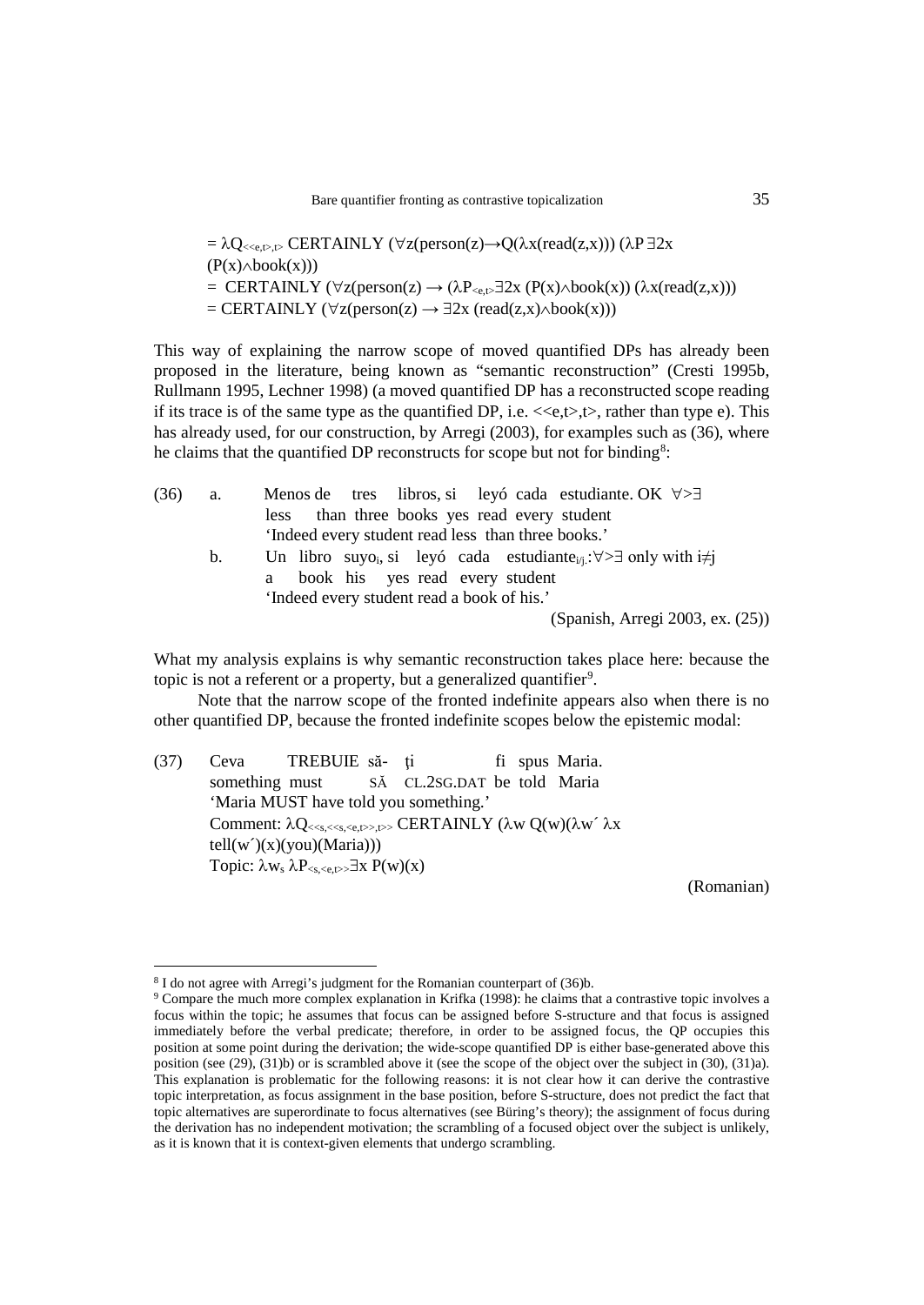$= \lambda Q_{<<e,t>,t>}$ CERTAINLY ($\forall z(\text{person}(z) \rightarrow Q(\lambda x(\text{read}(z,x)))$) ($\lambda P\, \exists 2x$ $(P(x) \wedge \text{book}(x))$)

$=$ CERTAINLY ($\forall z(\text{person}(z) \rightarrow (\lambda P_{<e,t>} \exists 2x\, (P(x) \wedge \text{book}(x))\, (\lambda x(\text{read}(z,x)))$)

$=$ CERTAINLY ($\forall z(\text{person}(z) \rightarrow \exists 2x\, (\text{read}(z,x) \wedge \text{book}(x))$)

This way of explaining the narrow scope of moved quantified DPs has already been proposed in the literature, being known as "semantic reconstruction" (Cresti 1995b, Rullmann 1995, Lechner 1998) (a moved quantified DP has a reconstructed scope reading if its trace is of the same type as the quantified DP, i.e. $<<e,t>,t>$, rather than type e). This has already used, for our construction, by Arregi (2003), for examples such as (36), where he claims that the quantified DP reconstructs for scope but not for binding[8]:

(36) a. Menos de tres libros, si leyó cada estudiante. OK $\forall > \exists$
less than three books yes read every student
'Indeed every student read less than three books.'

b. Un libro suyo$_i$, si leyó cada estudiante$_{i/j}$: $\forall > \exists$ only with $i \neq j$
a book his yes read every student
'Indeed every student read a book of his.'

(Spanish, Arregi 2003, ex. (25))

What my analysis explains is why semantic reconstruction takes place here: because the topic is not a referent or a property, but a generalized quantifier[9].

Note that the narrow scope of the fronted indefinite appears also when there is no other quantified DP, because the fronted indefinite scopes below the epistemic modal:

(37) Ceva TREBUIE să- ți fi spus Maria.
something must SĂ CL.2SG.DAT be told Maria
'Maria MUST have told you something.'
Comment: $\lambda Q_{<<s,<<s,<e,t>>,t>>}$ CERTAINLY ($\lambda w\, Q(w)(\lambda w'\, \lambda x$ $\text{tell}(w')(x)(\text{you})(\text{Maria}))$)
Topic: $\lambda w_s\, \lambda P_{<s,<e,t>>} \exists x\, P(w)(x)$

(Romanian)

---

[8] I do not agree with Arregi's judgment for the Romanian counterpart of (36)b.

[9] Compare the much more complex explanation in Krifka (1998): he claims that a contrastive topic involves a focus within the topic; he assumes that focus can be assigned before S-structure and that focus is assigned immediately before the verbal predicate; therefore, in order to be assigned focus, the QP occupies this position at some point during the derivation; the wide-scope quantified DP is either base-generated above this position (see (29), (31)b) or is scrambled above it (see the scope of the object over the subject in (30), (31)a). This explanation is problematic for the following reasons: it is not clear how it can derive the contrastive topic interpretation, as focus assignment in the base position, before S-structure, does not predict the fact that topic alternatives are superordinate to focus alternatives (see Büring's theory); the assignment of focus during the derivation has no independent motivation; the scrambling of a focused object over the subject is unlikely, as it is known that it is context-given elements that undergo scrambling.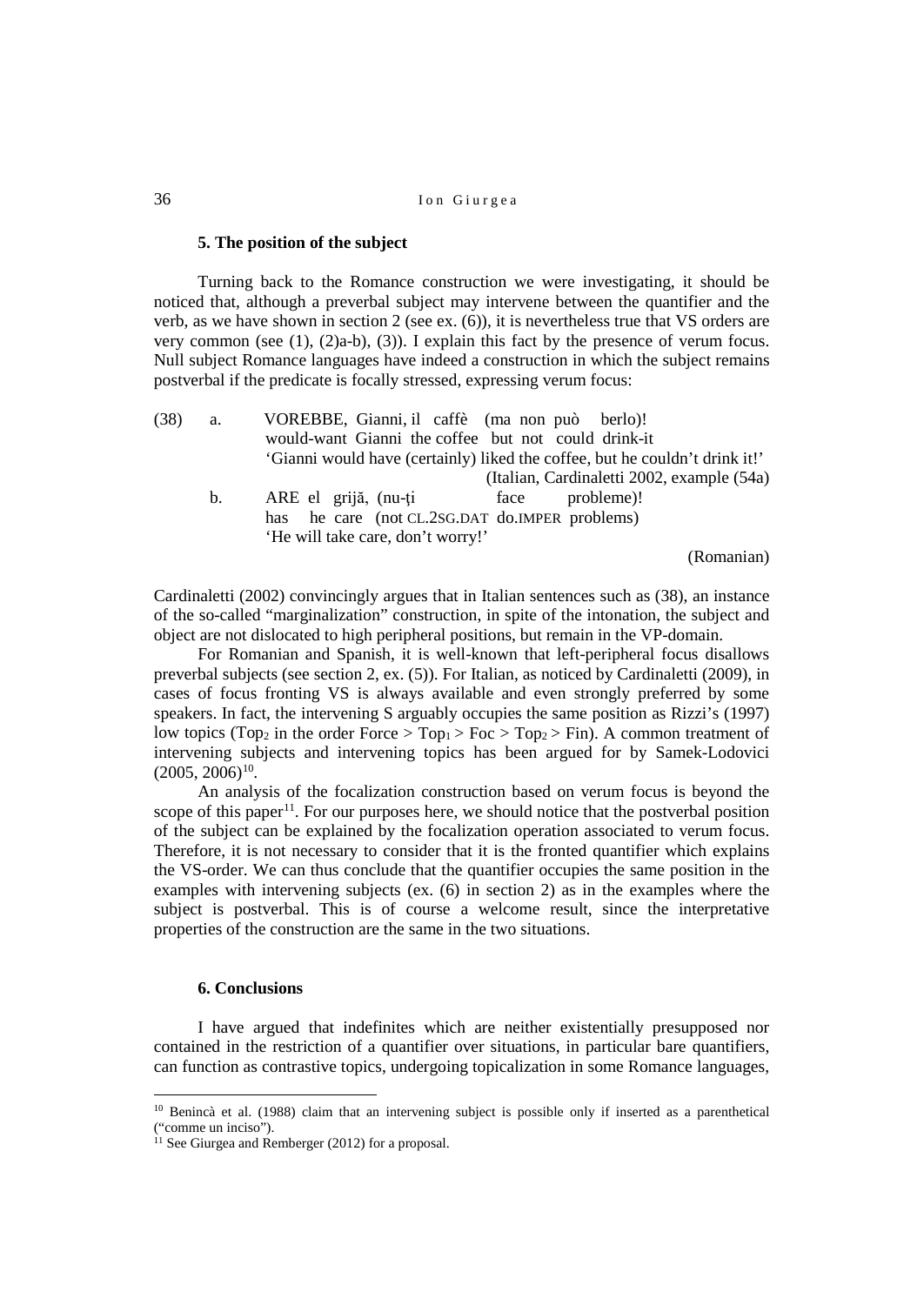### 5. The position of the subject

Turning back to the Romance construction we were investigating, it should be noticed that, although a preverbal subject may intervene between the quantifier and the verb, as we have shown in section 2 (see ex. (6)), it is nevertheless true that VS orders are very common (see (1), (2)a-b), (3)). I explain this fact by the presence of verum focus. Null subject Romance languages have indeed a construction in which the subject remains postverbal if the predicate is focally stressed, expressing verum focus:

(38) a. VOREBBE, Gianni, il caffè (ma non può berlo)!
would-want Gianni the coffee but not could drink-it
'Gianni would have (certainly) liked the coffee, but he couldn't drink it!'
(Italian, Cardinaletti 2002, example (54a)

b. ARE el grijă, (nu-ţi face probleme)!
has he care (not CL.2SG.DAT do.IMPER problems)
'He will take care, don't worry!'
(Romanian)

Cardinaletti (2002) convincingly argues that in Italian sentences such as (38), an instance of the so-called "marginalization" construction, in spite of the intonation, the subject and object are not dislocated to high peripheral positions, but remain in the VP-domain.

For Romanian and Spanish, it is well-known that left-peripheral focus disallows preverbal subjects (see section 2, ex. (5)). For Italian, as noticed by Cardinaletti (2009), in cases of focus fronting VS is always available and even strongly preferred by some speakers. In fact, the intervening S arguably occupies the same position as Rizzi's (1997) low topics ($Top_2$ in the order Force > $Top_1$ > Foc > $Top_2$ > Fin). A common treatment of intervening subjects and intervening topics has been argued for by Samek-Lodovici (2005, 2006)[10].

An analysis of the focalization construction based on verum focus is beyond the scope of this paper[11]. For our purposes here, we should notice that the postverbal position of the subject can be explained by the focalization operation associated to verum focus. Therefore, it is not necessary to consider that it is the fronted quantifier which explains the VS-order. We can thus conclude that the quantifier occupies the same position in the examples with intervening subjects (ex. (6) in section 2) as in the examples where the subject is postverbal. This is of course a welcome result, since the interpretative properties of the construction are the same in the two situations.

### 6. Conclusions

I have argued that indefinites which are neither existentially presupposed nor contained in the restriction of a quantifier over situations, in particular bare quantifiers, can function as contrastive topics, undergoing topicalization in some Romance languages,

---

[10] Benincà et al. (1988) claim that an intervening subject is possible only if inserted as a parenthetical ("comme un inciso").

[11] See Giurgea and Remberger (2012) for a proposal.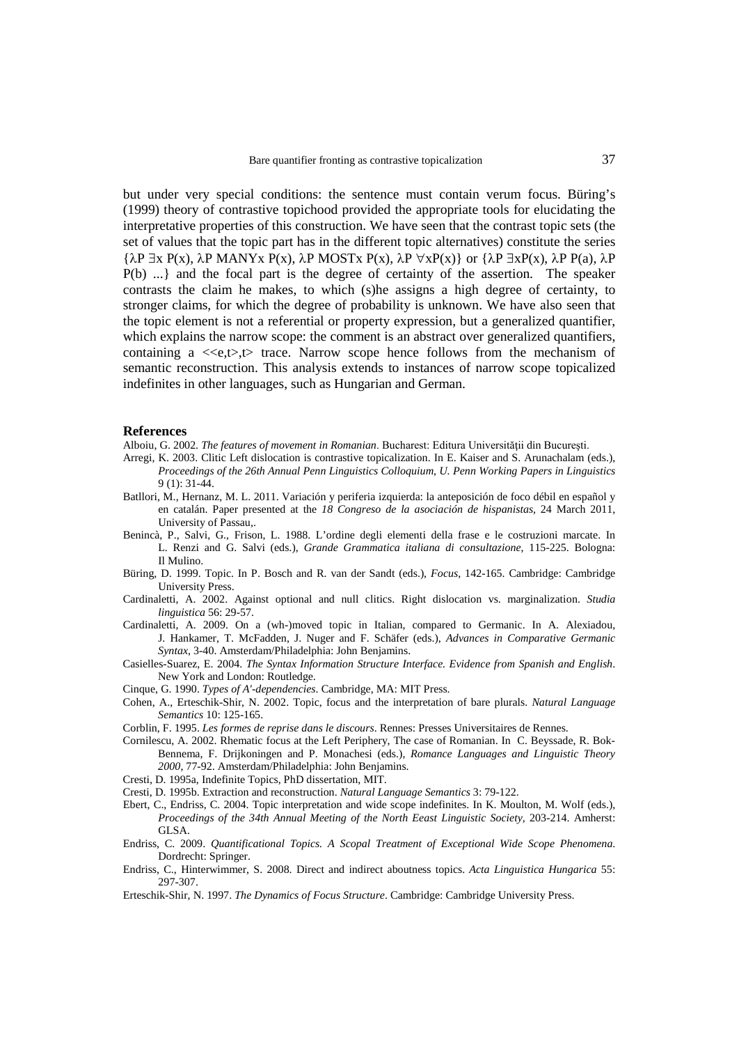but under very special conditions: the sentence must contain verum focus. Büring's (1999) theory of contrastive topichood provided the appropriate tools for elucidating the interpretative properties of this construction. We have seen that the contrast topic sets (the set of values that the topic part has in the different topic alternatives) constitute the series $\{\lambda P\ \exists x\ P(x), \lambda P\ \text{MANY}x\ P(x), \lambda P\ \text{MOST}x\ P(x), \lambda P\ \forall x P(x)\}$ or $\{\lambda P\ \exists x P(x), \lambda P\ P(a), \lambda P\ P(b)\ ...\}$ and the focal part is the degree of certainty of the assertion. The speaker contrasts the claim he makes, to which (s)he assigns a high degree of certainty, to stronger claims, for which the degree of probability is unknown. We have also seen that the topic element is not a referential or property expression, but a generalized quantifier, which explains the narrow scope: the comment is an abstract over generalized quantifiers, containing a $\langle\langle e,t\rangle,t\rangle$ trace. Narrow scope hence follows from the mechanism of semantic reconstruction. This analysis extends to instances of narrow scope topicalized indefinites in other languages, such as Hungarian and German.

## References

Alboiu, G. 2002. *The features of movement in Romanian*. Bucharest: Editura Universităţii din Bucureşti.

Arregi, K. 2003. Clitic Left dislocation is contrastive topicalization. In E. Kaiser and S. Arunachalam (eds.), *Proceedings of the 26th Annual Penn Linguistics Colloquium*, *U. Penn Working Papers in Linguistics* 9 (1): 31-44.

Batllori, M., Hernanz, M. L. 2011. Variación y periferia izquierda: la anteposición de foco débil en español y en catalán. Paper presented at the *18 Congreso de la asociación de hispanistas*, 24 March 2011, University of Passau,.

Benincà, P., Salvi, G., Frison, L. 1988. L'ordine degli elementi della frase e le costruzioni marcate. In L. Renzi and G. Salvi (eds.), *Grande Grammatica italiana di consultazione*, 115-225. Bologna: Il Mulino.

Büring, D. 1999. Topic. In P. Bosch and R. van der Sandt (eds.), *Focus*, 142-165. Cambridge: Cambridge University Press.

Cardinaletti, A. 2002. Against optional and null clitics. Right dislocation vs. marginalization. *Studia linguistica* 56: 29-57.

Cardinaletti, A. 2009. On a (wh-)moved topic in Italian, compared to Germanic. In A. Alexiadou, J. Hankamer, T. McFadden, J. Nuger and F. Schäfer (eds.), *Advances in Comparative Germanic Syntax*, 3-40. Amsterdam/Philadelphia: John Benjamins.

Casielles-Suarez, E. 2004. *The Syntax Information Structure Interface. Evidence from Spanish and English*. New York and London: Routledge.

Cinque, G. 1990. *Types of A'-dependencies*. Cambridge, MA: MIT Press.

Cohen, A., Erteschik-Shir, N. 2002. Topic, focus and the interpretation of bare plurals. *Natural Language Semantics* 10: 125-165.

Corblin, F. 1995. *Les formes de reprise dans le discours*. Rennes: Presses Universitaires de Rennes.

Cornilescu, A. 2002. Rhematic focus at the Left Periphery, The case of Romanian. In C. Beyssade, R. Bok-Bennema, F. Drijkoningen and P. Monachesi (eds.), *Romance Languages and Linguistic Theory 2000*, 77-92. Amsterdam/Philadelphia: John Benjamins.

Cresti, D. 1995a, Indefinite Topics, PhD dissertation, MIT.

Cresti, D. 1995b. Extraction and reconstruction. *Natural Language Semantics* 3: 79-122.

Ebert, C., Endriss, C. 2004. Topic interpretation and wide scope indefinites. In K. Moulton, M. Wolf (eds.), *Proceedings of the 34th Annual Meeting of the North Eeast Linguistic Society*, 203-214. Amherst: GLSA.

Endriss, C. 2009. *Quantificational Topics. A Scopal Treatment of Exceptional Wide Scope Phenomena.* Dordrecht: Springer.

Endriss, C., Hinterwimmer, S. 2008. Direct and indirect aboutness topics. *Acta Linguistica Hungarica* 55: 297-307.

Erteschik-Shir, N. 1997. *The Dynamics of Focus Structure*. Cambridge: Cambridge University Press.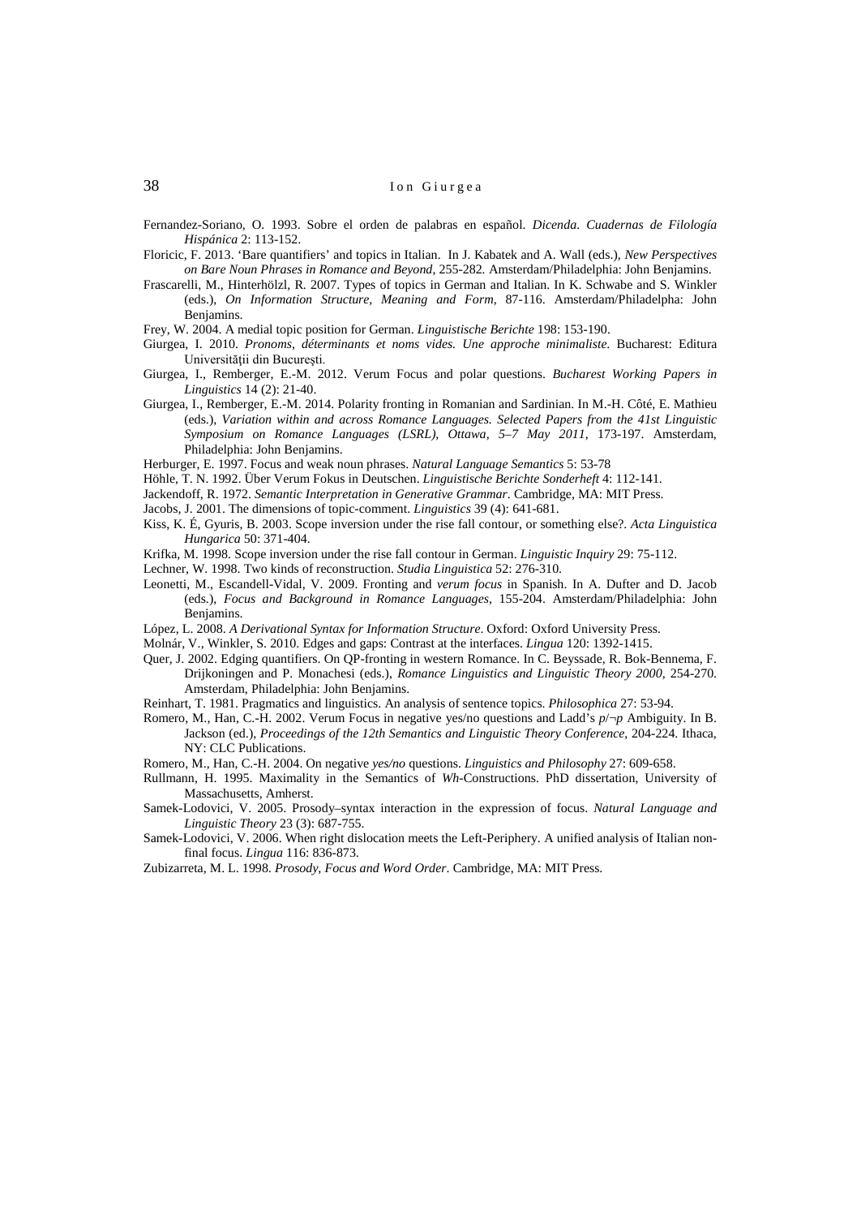Fernandez-Soriano, O. 1993. Sobre el orden de palabras en español. *Dicenda. Cuadernas de Filología Hispánica* 2: 113-152.

Floricic, F. 2013. 'Bare quantifiers' and topics in Italian. In J. Kabatek and A. Wall (eds.), *New Perspectives on Bare Noun Phrases in Romance and Beyond*, 255-282. Amsterdam/Philadelphia: John Benjamins.

Frascarelli, M., Hinterhölzl, R. 2007. Types of topics in German and Italian. In K. Schwabe and S. Winkler (eds.), *On Information Structure, Meaning and Form*, 87-116. Amsterdam/Philadelpha: John Benjamins.

Frey, W. 2004. A medial topic position for German. *Linguistische Berichte* 198: 153-190.

Giurgea, I. 2010. *Pronoms, déterminants et noms vides. Une approche minimaliste.* Bucharest: Editura Universităţii din Bucureşti.

Giurgea, I., Remberger, E.-M. 2012. Verum Focus and polar questions. *Bucharest Working Papers in Linguistics* 14 (2): 21-40.

Giurgea, I., Remberger, E.-M. 2014. Polarity fronting in Romanian and Sardinian. In M.-H. Côté, E. Mathieu (eds.), *Variation within and across Romance Languages. Selected Papers from the 41st Linguistic Symposium on Romance Languages (LSRL), Ottawa, 5–7 May 2011*, 173-197. Amsterdam, Philadelphia: John Benjamins.

Herburger, E. 1997. Focus and weak noun phrases. *Natural Language Semantics* 5: 53-78

Höhle, T. N. 1992. Über Verum Fokus in Deutschen. *Linguistische Berichte Sonderheft* 4: 112-141.

Jackendoff, R. 1972. *Semantic Interpretation in Generative Grammar*. Cambridge, MA: MIT Press.

Jacobs, J. 2001. The dimensions of topic-comment. *Linguistics* 39 (4): 641-681.

Kiss, K. É, Gyuris, B. 2003. Scope inversion under the rise fall contour, or something else?. *Acta Linguistica Hungarica* 50: 371-404.

Krifka, M. 1998. Scope inversion under the rise fall contour in German. *Linguistic Inquiry* 29: 75-112.

Lechner, W. 1998. Two kinds of reconstruction. *Studia Linguistica* 52: 276-310.

Leonetti, M., Escandell-Vidal, V. 2009. Fronting and *verum focus* in Spanish. In A. Dufter and D. Jacob (eds.), *Focus and Background in Romance Languages*, 155-204. Amsterdam/Philadelphia: John Benjamins.

López, L. 2008. *A Derivational Syntax for Information Structure*. Oxford: Oxford University Press.

Molnár, V., Winkler, S. 2010. Edges and gaps: Contrast at the interfaces. *Lingua* 120: 1392-1415.

Quer, J. 2002. Edging quantifiers. On QP-fronting in western Romance. In C. Beyssade, R. Bok-Bennema, F. Drijkoningen and P. Monachesi (eds.), *Romance Linguistics and Linguistic Theory 2000*, 254-270. Amsterdam, Philadelphia: John Benjamins.

Reinhart, T. 1981. Pragmatics and linguistics. An analysis of sentence topics. *Philosophica* 27: 53-94.

Romero, M., Han, C.-H. 2002. Verum Focus in negative yes/no questions and Ladd's *p*/¬*p* Ambiguity. In B. Jackson (ed.), *Proceedings of the 12th Semantics and Linguistic Theory Conference*, 204-224. Ithaca, NY: CLC Publications.

Romero, M., Han, C.-H. 2004. On negative *yes/no* questions. *Linguistics and Philosophy* 27: 609-658.

Rullmann, H. 1995. Maximality in the Semantics of *Wh*-Constructions. PhD dissertation, University of Massachusetts, Amherst.

Samek-Lodovici, V. 2005. Prosody–syntax interaction in the expression of focus. *Natural Language and Linguistic Theory* 23 (3): 687-755.

Samek-Lodovici, V. 2006. When right dislocation meets the Left-Periphery. A unified analysis of Italian non-final focus. *Lingua* 116: 836-873.

Zubizarreta, M. L. 1998. *Prosody, Focus and Word Order*. Cambridge, MA: MIT Press.